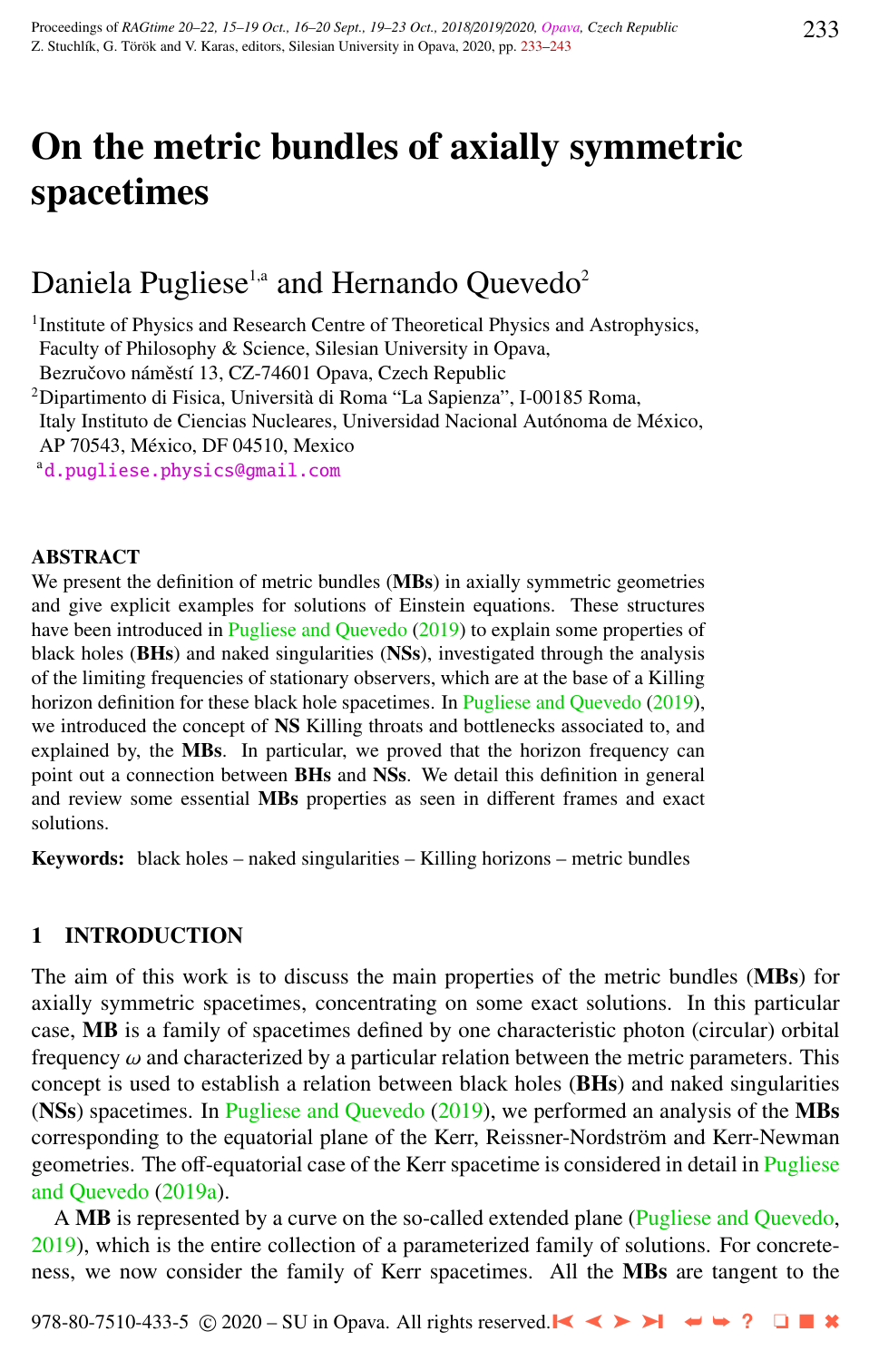# On the metric bundles of axially symmetric spacetimes

Daniela Pugliese[1,a] and Hernando Quevedo[2]

[1]Institute of Physics and Research Centre of Theoretical Physics and Astrophysics, Faculty of Philosophy & Science, Silesian University in Opava, Bezručovo náměstí 13, CZ-74601 Opava, Czech Republic

[2]Dipartimento di Fisica, Università di Roma "La Sapienza", I-00185 Roma, Italy Instituto de Ciencias Nucleares, Universidad Nacional Autónoma de México, AP 70543, México, DF 04510, Mexico

[a]d.pugliese.physics@gmail.com

## ABSTRACT

We present the definition of metric bundles (**MBs**) in axially symmetric geometries and give explicit examples for solutions of Einstein equations. These structures have been introduced in Pugliese and Quevedo (2019) to explain some properties of black holes (**BHs**) and naked singularities (**NSs**), investigated through the analysis of the limiting frequencies of stationary observers, which are at the base of a Killing horizon definition for these black hole spacetimes. In Pugliese and Quevedo (2019), we introduced the concept of **NS** Killing throats and bottlenecks associated to, and explained by, the **MBs**. In particular, we proved that the horizon frequency can point out a connection between **BHs** and **NSs**. We detail this definition in general and review some essential **MBs** properties as seen in different frames and exact solutions.

**Keywords:** black holes – naked singularities – Killing horizons – metric bundles

## 1 INTRODUCTION

The aim of this work is to discuss the main properties of the metric bundles (**MBs**) for axially symmetric spacetimes, concentrating on some exact solutions. In this particular case, **MB** is a family of spacetimes defined by one characteristic photon (circular) orbital frequency $\omega$ and characterized by a particular relation between the metric parameters. This concept is used to establish a relation between black holes (**BHs**) and naked singularities (**NSs**) spacetimes. In Pugliese and Quevedo (2019), we performed an analysis of the **MBs** corresponding to the equatorial plane of the Kerr, Reissner-Nordström and Kerr-Newman geometries. The off-equatorial case of the Kerr spacetime is considered in detail in Pugliese and Quevedo (2019a).

A **MB** is represented by a curve on the so-called extended plane (Pugliese and Quevedo, 2019), which is the entire collection of a parameterized family of solutions. For concreteness, we now consider the family of Kerr spacetimes. All the **MBs** are tangent to the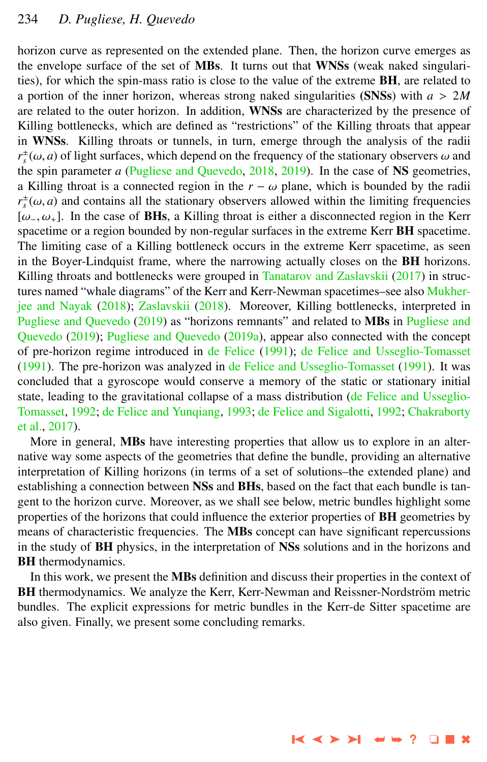horizon curve as represented on the extended plane. Then, the horizon curve emerges as the envelope surface of the set of **MBs**. It turns out that **WNSs** (weak naked singularities), for which the spin-mass ratio is close to the value of the extreme **BH**, are related to a portion of the inner horizon, whereas strong naked singularities **(SNSs)** with $a > 2M$ are related to the outer horizon. In addition, **WNSs** are characterized by the presence of Killing bottlenecks, which are defined as "restrictions" of the Killing throats that appear in **WNSs**. Killing throats or tunnels, in turn, emerge through the analysis of the radii $r_s^{\pm}(\omega, a)$ of light surfaces, which depend on the frequency of the stationary observers $\omega$ and the spin parameter $a$ (Pugliese and Quevedo, 2018, 2019). In the case of **NS** geometries, a Killing throat is a connected region in the $r - \omega$ plane, which is bounded by the radii $r_s^{\pm}(\omega, a)$ and contains all the stationary observers allowed within the limiting frequencies $[\omega_-, \omega_+]$. In the case of **BHs**, a Killing throat is either a disconnected region in the Kerr spacetime or a region bounded by non-regular surfaces in the extreme Kerr **BH** spacetime. The limiting case of a Killing bottleneck occurs in the extreme Kerr spacetime, as seen in the Boyer-Lindquist frame, where the narrowing actually closes on the **BH** horizons. Killing throats and bottlenecks were grouped in Tanatarov and Zaslavskii (2017) in structures named "whale diagrams" of the Kerr and Kerr-Newman spacetimes–see also Mukherjee and Nayak (2018); Zaslavskii (2018). Moreover, Killing bottlenecks, interpreted in Pugliese and Quevedo (2019) as "horizons remnants" and related to **MBs** in Pugliese and Quevedo (2019); Pugliese and Quevedo (2019a), appear also connected with the concept of pre-horizon regime introduced in de Felice (1991); de Felice and Usseglio-Tomasset (1991). The pre-horizon was analyzed in de Felice and Usseglio-Tomasset (1991). It was concluded that a gyroscope would conserve a memory of the static or stationary initial state, leading to the gravitational collapse of a mass distribution (de Felice and Usseglio-Tomasset, 1992; de Felice and Yunqiang, 1993; de Felice and Sigalotti, 1992; Chakraborty et al., 2017).

More in general, **MBs** have interesting properties that allow us to explore in an alternative way some aspects of the geometries that define the bundle, providing an alternative interpretation of Killing horizons (in terms of a set of solutions–the extended plane) and establishing a connection between **NSs** and **BHs**, based on the fact that each bundle is tangent to the horizon curve. Moreover, as we shall see below, metric bundles highlight some properties of the horizons that could influence the exterior properties of **BH** geometries by means of characteristic frequencies. The **MBs** concept can have significant repercussions in the study of **BH** physics, in the interpretation of **NSs** solutions and in the horizons and **BH** thermodynamics.

In this work, we present the **MBs** definition and discuss their properties in the context of **BH** thermodynamics. We analyze the Kerr, Kerr-Newman and Reissner-Nordström metric bundles. The explicit expressions for metric bundles in the Kerr-de Sitter spacetime are also given. Finally, we present some concluding remarks.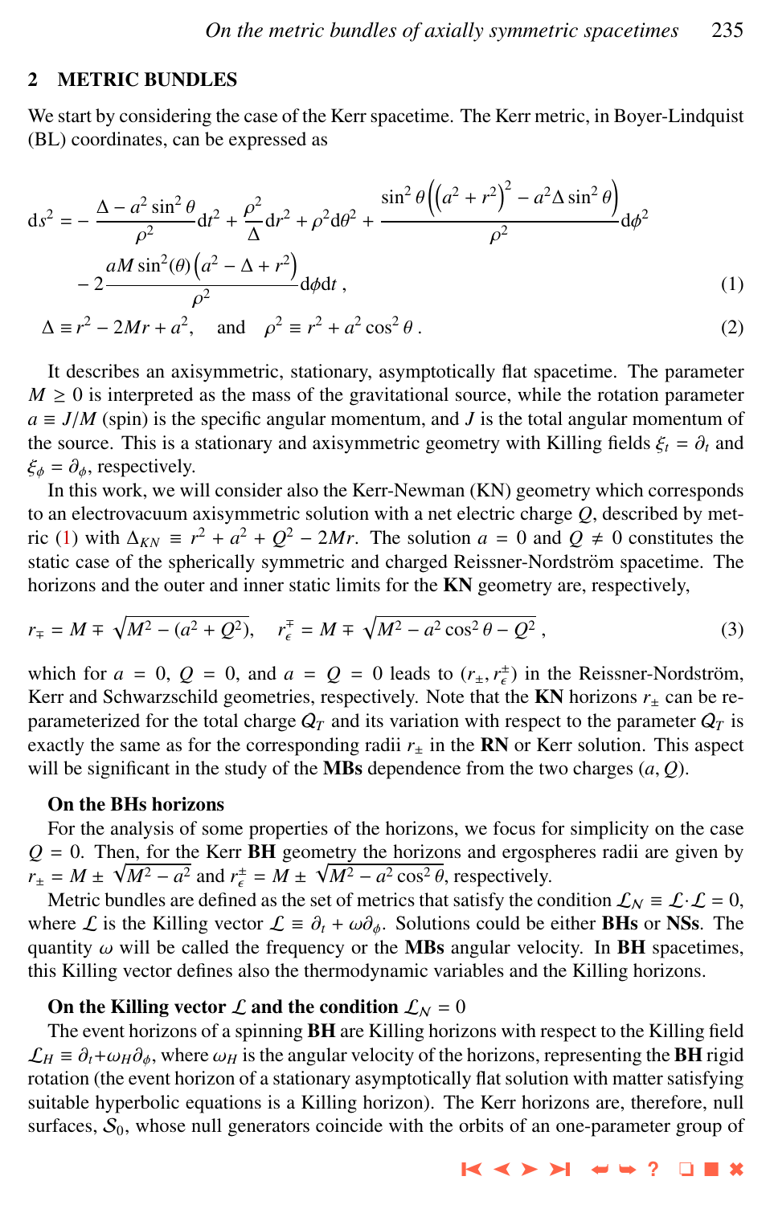## 2 METRIC BUNDLES

We start by considering the case of the Kerr spacetime. The Kerr metric, in Boyer-Lindquist (BL) coordinates, can be expressed as

$$
\mathrm{d}s^2 = -\frac{\Delta - a^2\sin^2\theta}{\rho^2}\mathrm{d}t^2 + \frac{\rho^2}{\Delta}\mathrm{d}r^2 + \rho^2\mathrm{d}\theta^2 + \frac{\sin^2\theta\left(\left(a^2+r^2\right)^2 - a^2\Delta\sin^2\theta\right)}{\rho^2}\mathrm{d}\phi^2
$$
$$
- 2\frac{aM\sin^2(\theta)\left(a^2 - \Delta + r^2\right)}{\rho^2}\mathrm{d}\phi\mathrm{d}t\,, \tag{1}
$$

$$
\Delta \equiv r^2 - 2Mr + a^2, \quad \text{and} \quad \rho^2 \equiv r^2 + a^2\cos^2\theta\,. \tag{2}
$$

It describes an axisymmetric, stationary, asymptotically flat spacetime. The parameter $M \geq 0$ is interpreted as the mass of the gravitational source, while the rotation parameter $a \equiv J/M$ (spin) is the specific angular momentum, and $J$ is the total angular momentum of the source. This is a stationary and axisymmetric geometry with Killing fields $\xi_t = \partial_t$ and $\xi_\phi = \partial_\phi$, respectively.

In this work, we will consider also the Kerr-Newman (KN) geometry which corresponds to an electrovacuum axisymmetric solution with a net electric charge $Q$, described by metric (1) with $\Delta_{KN} \equiv r^2 + a^2 + Q^2 - 2Mr$. The solution $a = 0$ and $Q \neq 0$ constitutes the static case of the spherically symmetric and charged Reissner-Nordström spacetime. The horizons and the outer and inner static limits for the **KN** geometry are, respectively,

$$
r_\mp = M \mp \sqrt{M^2 - (a^2+Q^2)}, \quad r_\epsilon^\mp = M \mp \sqrt{M^2 - a^2\cos^2\theta - Q^2}\,, \tag{3}
$$

which for $a = 0$, $Q = 0$, and $a = Q = 0$ leads to $(r_\pm, r_\epsilon^\pm)$ in the Reissner-Nordström, Kerr and Schwarzschild geometries, respectively. Note that the **KN** horizons $r_\pm$ can be re-parameterized for the total charge $Q_T$ and its variation with respect to the parameter $Q_T$ is exactly the same as for the corresponding radii $r_\pm$ in the **RN** or Kerr solution. This aspect will be significant in the study of the **MBs** dependence from the two charges $(a, Q)$.

**On the BHs horizons**

For the analysis of some properties of the horizons, we focus for simplicity on the case $Q = 0$. Then, for the Kerr **BH** geometry the horizons and ergospheres radii are given by $r_\pm = M \pm \sqrt{M^2 - a^2}$ and $r_\epsilon^\pm = M \pm \sqrt{M^2 - a^2\cos^2\theta}$, respectively.

Metric bundles are defined as the set of metrics that satisfy the condition $\mathcal{L}_N \equiv \mathcal{L}\cdot\mathcal{L} = 0$, where $\mathcal{L}$ is the Killing vector $\mathcal{L} \equiv \partial_t + \omega\partial_\phi$. Solutions could be either **BHs** or **NSs**. The quantity $\omega$ will be called the frequency or the **MBs** angular velocity. In **BH** spacetimes, this Killing vector defines also the thermodynamic variables and the Killing horizons.

**On the Killing vector $\mathcal{L}$ and the condition $\mathcal{L}_N = 0$**

The event horizons of a spinning **BH** are Killing horizons with respect to the Killing field $\mathcal{L}_H \equiv \partial_t + \omega_H\partial_\phi$, where $\omega_H$ is the angular velocity of the horizons, representing the **BH** rigid rotation (the event horizon of a stationary asymptotically flat solution with matter satisfying suitable hyperbolic equations is a Killing horizon). The Kerr horizons are, therefore, null surfaces, $\mathcal{S}_0$, whose null generators coincide with the orbits of an one-parameter group of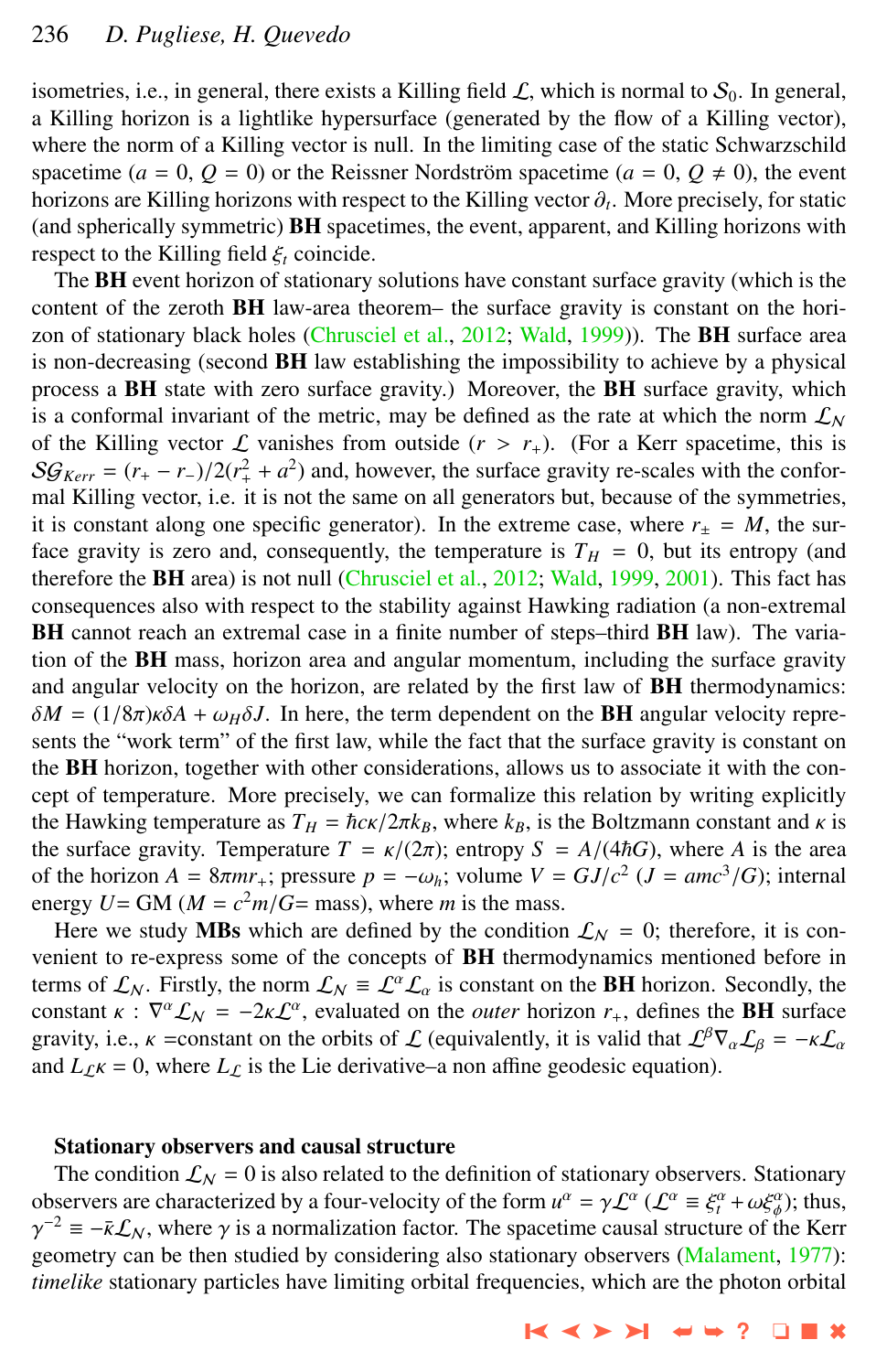isometries, i.e., in general, there exists a Killing field $\mathcal{L}$, which is normal to $\mathcal{S}_0$. In general, a Killing horizon is a lightlike hypersurface (generated by the flow of a Killing vector), where the norm of a Killing vector is null. In the limiting case of the static Schwarzschild spacetime ($a = 0$, $Q = 0$) or the Reissner Nordström spacetime ($a = 0$, $Q \neq 0$), the event horizons are Killing horizons with respect to the Killing vector $\partial_t$. More precisely, for static (and spherically symmetric) **BH** spacetimes, the event, apparent, and Killing horizons with respect to the Killing field $\xi_t$ coincide.

The **BH** event horizon of stationary solutions have constant surface gravity (which is the content of the zeroth **BH** law-area theorem– the surface gravity is constant on the horizon of stationary black holes (Chrusciel et al., 2012; Wald, 1999)). The **BH** surface area is non-decreasing (second **BH** law establishing the impossibility to achieve by a physical process a **BH** state with zero surface gravity.) Moreover, the **BH** surface gravity, which is a conformal invariant of the metric, may be defined as the rate at which the norm $\mathcal{L}_{\mathcal{N}}$ of the Killing vector $\mathcal{L}$ vanishes from outside ($r > r_+$). (For a Kerr spacetime, this is $\mathcal{SG}_{Kerr} = (r_+ - r_-)/2(r_+^2 + a^2)$ and, however, the surface gravity re-scales with the conformal Killing vector, i.e. it is not the same on all generators but, because of the symmetries, it is constant along one specific generator). In the extreme case, where $r_\pm = M$, the surface gravity is zero and, consequently, the temperature is $T_H = 0$, but its entropy (and therefore the **BH** area) is not null (Chrusciel et al., 2012; Wald, 1999, 2001). This fact has consequences also with respect to the stability against Hawking radiation (a non-extremal **BH** cannot reach an extremal case in a finite number of steps–third **BH** law). The variation of the **BH** mass, horizon area and angular momentum, including the surface gravity and angular velocity on the horizon, are related by the first law of **BH** thermodynamics: $\delta M = (1/8\pi)\kappa\delta A + \omega_H \delta J$. In here, the term dependent on the **BH** angular velocity represents the "work term" of the first law, while the fact that the surface gravity is constant on the **BH** horizon, together with other considerations, allows us to associate it with the concept of temperature. More precisely, we can formalize this relation by writing explicitly the Hawking temperature as $T_H = \hbar c\kappa/2\pi k_B$, where $k_B$, is the Boltzmann constant and $\kappa$ is the surface gravity. Temperature $T = \kappa/(2\pi)$; entropy $S = A/(4\hbar G)$, where $A$ is the area of the horizon $A = 8\pi m r_+$; pressure $p = -\omega_h$; volume $V = GJ/c^2$ ($J = amc^3/G$); internal energy $U$= GM ($M = c^2 m/G$= mass), where $m$ is the mass.

Here we study **MBs** which are defined by the condition $\mathcal{L}_{\mathcal{N}} = 0$; therefore, it is convenient to re-express some of the concepts of **BH** thermodynamics mentioned before in terms of $\mathcal{L}_{\mathcal{N}}$. Firstly, the norm $\mathcal{L}_{\mathcal{N}} \equiv \mathcal{L}^\alpha \mathcal{L}_\alpha$ is constant on the **BH** horizon. Secondly, the constant $\kappa$ : $\nabla^\alpha \mathcal{L}_{\mathcal{N}} = -2\kappa\mathcal{L}^\alpha$, evaluated on the *outer* horizon $r_+$, defines the **BH** surface gravity, i.e., $\kappa$ =constant on the orbits of $\mathcal{L}$ (equivalently, it is valid that $\mathcal{L}^\beta \nabla_\alpha \mathcal{L}_\beta = -\kappa \mathcal{L}_\alpha$ and $L_{\mathcal{L}}\kappa = 0$, where $L_{\mathcal{L}}$ is the Lie derivative–a non affine geodesic equation).

### Stationary observers and causal structure

The condition $\mathcal{L}_{\mathcal{N}} = 0$ is also related to the definition of stationary observers. Stationary observers are characterized by a four-velocity of the form $u^\alpha = \gamma\mathcal{L}^\alpha$ ($\mathcal{L}^\alpha \equiv \xi_t^\alpha + \omega\xi_\phi^\alpha$); thus, $\gamma^{-2} \equiv -\bar{\kappa}\mathcal{L}_{\mathcal{N}}$, where $\gamma$ is a normalization factor. The spacetime causal structure of the Kerr geometry can be then studied by considering also stationary observers (Malament, 1977): *timelike* stationary particles have limiting orbital frequencies, which are the photon orbital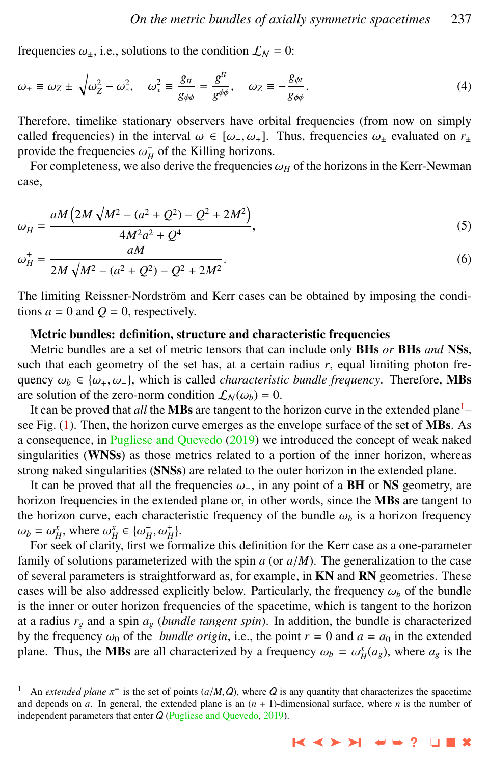frequencies $\omega_{\pm}$, i.e., solutions to the condition $\mathcal{L}_{\mathcal{N}} = 0$:

$$\omega_{\pm} \equiv \omega_Z \pm \sqrt{\omega_Z^2 - \omega_*^2}, \quad \omega_*^2 \equiv \frac{g_{tt}}{g_{\phi\phi}} = \frac{g^{tt}}{g^{\phi\phi}}, \quad \omega_Z \equiv -\frac{g_{\phi t}}{g_{\phi\phi}}. \tag{4}$$

Therefore, timelike stationary observers have orbital frequencies (from now on simply called frequencies) in the interval $\omega \in [\omega_-, \omega_+]$. Thus, frequencies $\omega_{\pm}$ evaluated on $r_{\pm}$ provide the frequencies $\omega_H^{\pm}$ of the Killing horizons.

For completeness, we also derive the frequencies $\omega_H$ of the horizons in the Kerr-Newman case,

$$\omega_H^- = \frac{aM\left(2M\sqrt{M^2 - (a^2+Q^2)} - Q^2 + 2M^2\right)}{4M^2a^2 + Q^4}, \tag{5}$$

$$\omega_H^+ = \frac{aM}{2M\sqrt{M^2 - (a^2+Q^2)} - Q^2 + 2M^2}. \tag{6}$$

The limiting Reissner-Nordström and Kerr cases can be obtained by imposing the conditions $a = 0$ and $Q = 0$, respectively.

**Metric bundles: definition, structure and characteristic frequencies**

Metric bundles are a set of metric tensors that can include only **BHs** *or* **BHs** *and* **NSs**, such that each geometry of the set has, at a certain radius $r$, equal limiting photon frequency $\omega_b \in \{\omega_+, \omega_-\}$, which is called *characteristic bundle frequency*. Therefore, **MBs** are solution of the zero-norm condition $\mathcal{L}_{\mathcal{N}}(\omega_b) = 0$.

It can be proved that *all* the **MBs** are tangent to the horizon curve in the extended plane[1]– see Fig. (1). Then, the horizon curve emerges as the envelope surface of the set of **MBs**. As a consequence, in Pugliese and Quevedo (2019) we introduced the concept of weak naked singularities (**WNSs**) as those metrics related to a portion of the inner horizon, whereas strong naked singularities (**SNSs**) are related to the outer horizon in the extended plane.

It can be proved that all the frequencies $\omega_{\pm}$, in any point of a **BH** or **NS** geometry, are horizon frequencies in the extended plane or, in other words, since the **MBs** are tangent to the horizon curve, each characteristic frequency of the bundle $\omega_b$ is a horizon frequency $\omega_b = \omega_H^x$, where $\omega_H^x \in \{\omega_H^-, \omega_H^+\}$.

For seek of clarity, first we formalize this definition for the Kerr case as a one-parameter family of solutions parameterized with the spin $a$ (or $a/M$). The generalization to the case of several parameters is straightforward as, for example, in **KN** and **RN** geometries. These cases will be also addressed explicitly below. Particularly, the frequency $\omega_b$ of the bundle is the inner or outer horizon frequencies of the spacetime, which is tangent to the horizon at a radius $r_g$ and a spin $a_g$ (*bundle tangent spin*). In addition, the bundle is characterized by the frequency $\omega_0$ of the *bundle origin*, i.e., the point $r = 0$ and $a = a_0$ in the extended plane. Thus, the **MBs** are all characterized by a frequency $\omega_b = \omega_H^x(a_g)$, where $a_g$ is the

[1] An *extended plane* $\pi^+$ is the set of points $(a/M, \mathcal{Q})$, where $\mathcal{Q}$ is any quantity that characterizes the spacetime and depends on $a$. In general, the extended plane is an $(n+1)$-dimensional surface, where $n$ is the number of independent parameters that enter $\mathcal{Q}$ (Pugliese and Quevedo, 2019).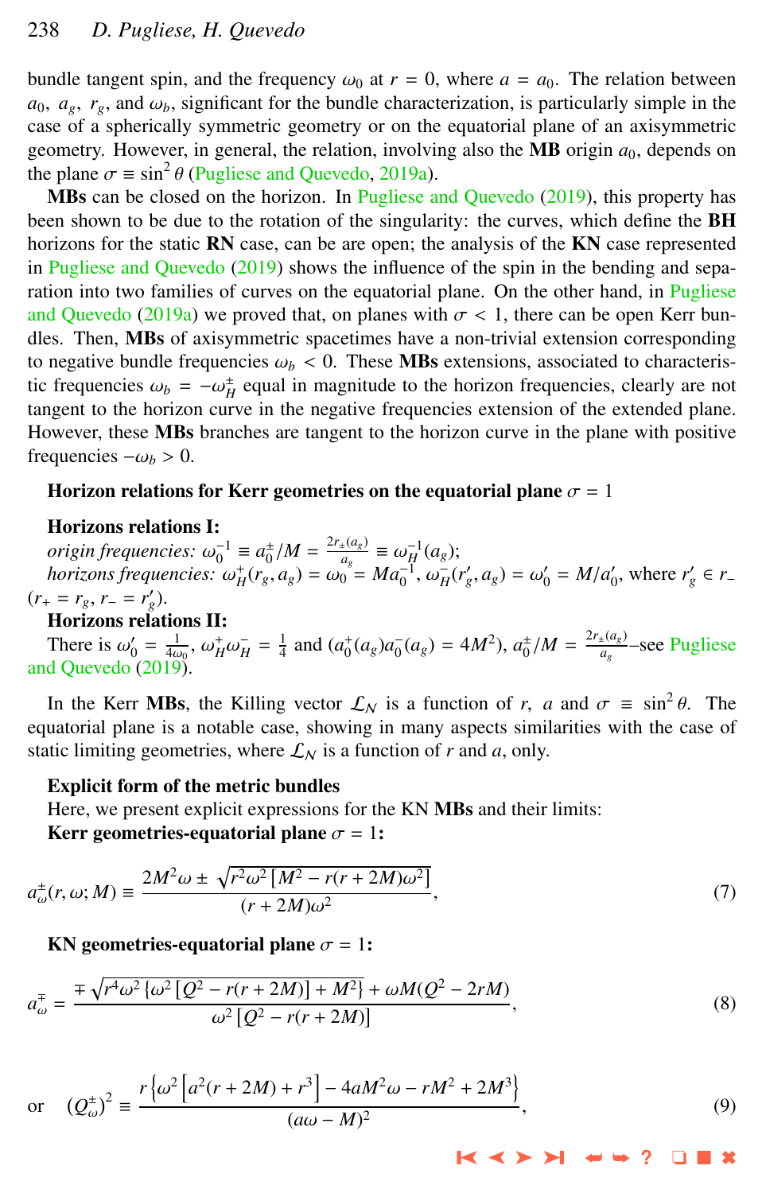bundle tangent spin, and the frequency $\omega_0$ at $r = 0$, where $a = a_0$. The relation between $a_0$, $a_g$, $r_g$, and $\omega_b$, significant for the bundle characterization, is particularly simple in the case of a spherically symmetric geometry or on the equatorial plane of an axisymmetric geometry. However, in general, the relation, involving also the **MB** origin $a_0$, depends on the plane $\sigma \equiv \sin^2\theta$ (Pugliese and Quevedo, 2019a).

**MBs** can be closed on the horizon. In Pugliese and Quevedo (2019), this property has been shown to be due to the rotation of the singularity: the curves, which define the **BH** horizons for the static **RN** case, can be are open; the analysis of the **KN** case represented in Pugliese and Quevedo (2019) shows the influence of the spin in the bending and separation into two families of curves on the equatorial plane. On the other hand, in Pugliese and Quevedo (2019a) we proved that, on planes with $\sigma < 1$, there can be open Kerr bundles. Then, **MBs** of axisymmetric spacetimes have a non-trivial extension corresponding to negative bundle frequencies $\omega_b < 0$. These **MBs** extensions, associated to characteristic frequencies $\omega_b = -\omega_H^\pm$ equal in magnitude to the horizon frequencies, clearly are not tangent to the horizon curve in the negative frequencies extension of the extended plane. However, these **MBs** branches are tangent to the horizon curve in the plane with positive frequencies $-\omega_b > 0$.

**Horizon relations for Kerr geometries on the equatorial plane $\sigma = 1$**

**Horizons relations I:**
*origin frequencies:* $\omega_0^{-1} \equiv a_0^\pm/M = \frac{2r_\pm(a_g)}{a_g} \equiv \omega_H^{-1}(a_g)$;
*horizons frequencies:* $\omega_H^+(r_g, a_g) = \omega_0 = M a_0^{-1}$, $\omega_H^-(r_g', a_g) = \omega_0' = M/a_0'$, where $r_g' \in r_-$ $(r_+ = r_g,\, r_- = r_g')$.
**Horizons relations II:**
There is $\omega_0' = \frac{1}{4\omega_0}$, $\omega_H^+\omega_H^- = \frac{1}{4}$ and $(a_0^+(a_g) a_0^-(a_g) = 4M^2)$, $a_0^\pm/M = \frac{2r_\pm(a_g)}{a_g}$–see Pugliese and Quevedo (2019).

In the Kerr **MBs**, the Killing vector $\mathcal{L}_\mathcal{N}$ is a function of $r$, $a$ and $\sigma \equiv \sin^2\theta$. The equatorial plane is a notable case, showing in many aspects similarities with the case of static limiting geometries, where $\mathcal{L}_\mathcal{N}$ is a function of $r$ and $a$, only.

**Explicit form of the metric bundles**
Here, we present explicit expressions for the KN **MBs** and their limits:
**Kerr geometries-equatorial plane $\sigma = 1$:**

$$a_\omega^\pm(r, \omega; M) \equiv \frac{2M^2\omega \pm \sqrt{r^2\omega^2\left[M^2 - r(r+2M)\omega^2\right]}}{(r+2M)\omega^2}, \tag{7}$$

**KN geometries-equatorial plane $\sigma = 1$:**

$$a_\omega^\mp = \frac{\mp\sqrt{r^4\omega^2\left\{\omega^2\left[Q^2 - r(r+2M)\right] + M^2\right\}} + \omega M(Q^2 - 2rM)}{\omega^2\left[Q^2 - r(r+2M)\right]}, \tag{8}$$

$$\text{or}\quad (Q_\omega^\pm)^2 \equiv \frac{r\left\{\omega^2\left[a^2(r+2M) + r^3\right] - 4aM^2\omega - rM^2 + 2M^3\right\}}{(a\omega - M)^2}, \tag{9}$$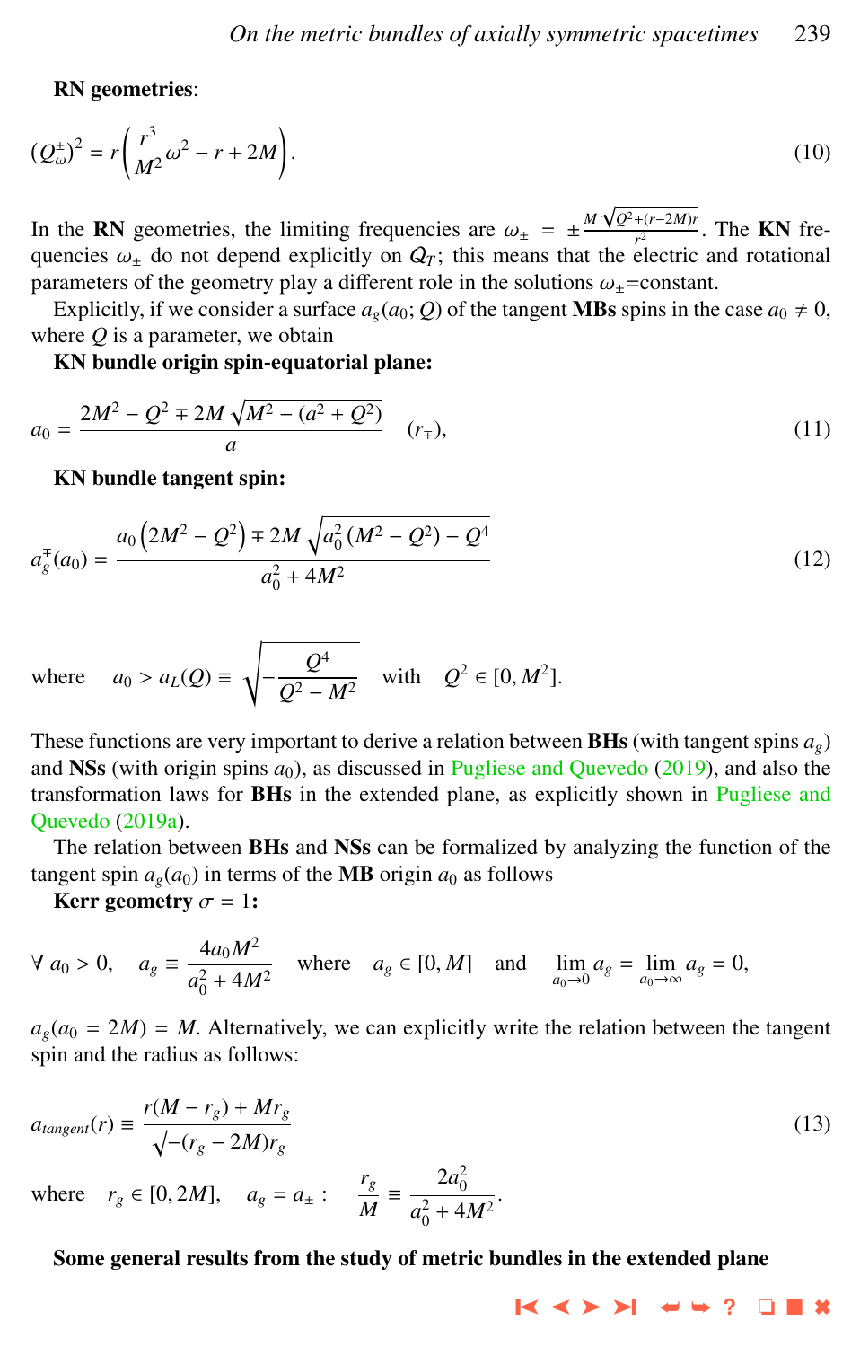**RN geometries**:

$$(Q_{\omega}^{\pm})^2 = r\left(\frac{r^3}{M^2}\omega^2 - r + 2M\right). \tag{10}$$

In the **RN** geometries, the limiting frequencies are $\omega_{\pm} = \pm\frac{M\sqrt{Q^2+(r-2M)r}}{r^2}$. The **KN** frequencies $\omega_{\pm}$ do not depend explicitly on $Q_T$; this means that the electric and rotational parameters of the geometry play a different role in the solutions $\omega_{\pm}$=constant.

Explicitly, if we consider a surface $a_g(a_0; Q)$ of the tangent **MBs** spins in the case $a_0 \neq 0$, where $Q$ is a parameter, we obtain

**KN bundle origin spin-equatorial plane:**

$$a_0 = \frac{2M^2 - Q^2 \mp 2M\sqrt{M^2 - (a^2 + Q^2)}}{a} \quad (r_{\mp}), \tag{11}$$

**KN bundle tangent spin:**

$$a_g^{\mp}(a_0) = \frac{a_0\left(2M^2 - Q^2\right) \mp 2M\sqrt{a_0^2\left(M^2 - Q^2\right) - Q^4}}{a_0^2 + 4M^2} \tag{12}$$

$$\text{where} \quad a_0 > a_L(Q) \equiv \sqrt{-\frac{Q^4}{Q^2 - M^2}} \quad \text{with} \quad Q^2 \in [0, M^2].$$

These functions are very important to derive a relation between **BHs** (with tangent spins $a_g$) and **NSs** (with origin spins $a_0$), as discussed in Pugliese and Quevedo (2019), and also the transformation laws for **BHs** in the extended plane, as explicitly shown in Pugliese and Quevedo (2019a).

The relation between **BHs** and **NSs** can be formalized by analyzing the function of the tangent spin $a_g(a_0)$ in terms of the **MB** origin $a_0$ as follows

**Kerr geometry $\sigma = 1$:**

$$\forall\ a_0 > 0, \quad a_g \equiv \frac{4a_0M^2}{a_0^2 + 4M^2} \quad \text{where} \quad a_g \in [0, M] \quad \text{and} \quad \lim_{a_0\to 0} a_g = \lim_{a_0\to\infty} a_g = 0,$$

$a_g(a_0 = 2M) = M$. Alternatively, we can explicitly write the relation between the tangent spin and the radius as follows:

$$a_{tangent}(r) \equiv \frac{r(M - r_g) + Mr_g}{\sqrt{-(r_g - 2M)r_g}} \tag{13}$$

$$\text{where} \quad r_g \in [0, 2M], \quad a_g = a_{\pm} : \quad \frac{r_g}{M} \equiv \frac{2a_0^2}{a_0^2 + 4M^2}.$$

**Some general results from the study of metric bundles in the extended plane**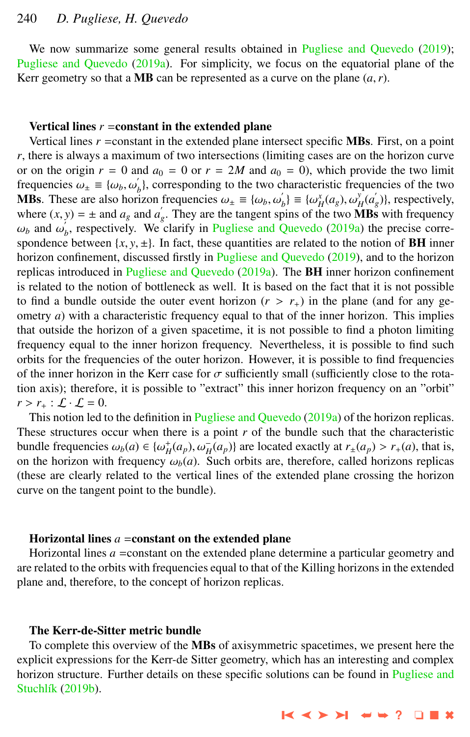We now summarize some general results obtained in Pugliese and Quevedo (2019); Pugliese and Quevedo (2019a). For simplicity, we focus on the equatorial plane of the Kerr geometry so that a **MB** can be represented as a curve on the plane $(a, r)$.

### Vertical lines $r$ =constant in the extended plane

Vertical lines $r$ =constant in the extended plane intersect specific **MBs**. First, on a point $r$, there is always a maximum of two intersections (limiting cases are on the horizon curve or on the origin $r = 0$ and $a_0 = 0$ or $r = 2M$ and $a_0 = 0$), which provide the two limit frequencies $\omega_{\pm} \equiv \{\omega_b, \omega_b^{'}\}$, corresponding to the two characteristic frequencies of the two **MBs**. These are also horizon frequencies $\omega_{\pm} \equiv \{\omega_b, \omega_b^{'}\} \equiv \{\omega_H^x(a_g), \omega_H^y(a_g^{'})\}$, respectively, where $(x, y) = \pm$ and $a_g$ and $a_g^{'}$. They are the tangent spins of the two **MBs** with frequency $\omega_b$ and $\omega_b^{'}$, respectively. We clarify in Pugliese and Quevedo (2019a) the precise correspondence between $\{x, y, \pm\}$. In fact, these quantities are related to the notion of **BH** inner horizon confinement, discussed firstly in Pugliese and Quevedo (2019), and to the horizon replicas introduced in Pugliese and Quevedo (2019a). The **BH** inner horizon confinement is related to the notion of bottleneck as well. It is based on the fact that it is not possible to find a bundle outside the outer event horizon ($r > r_+$) in the plane (and for any geometry $a$) with a characteristic frequency equal to that of the inner horizon. This implies that outside the horizon of a given spacetime, it is not possible to find a photon limiting frequency equal to the inner horizon frequency. Nevertheless, it is possible to find such orbits for the frequencies of the outer horizon. However, it is possible to find frequencies of the inner horizon in the Kerr case for $\sigma$ sufficiently small (sufficiently close to the rotation axis); therefore, it is possible to "extract" this inner horizon frequency on an "orbit" $r > r_+ : \mathcal{L} \cdot \mathcal{L} = 0$.

This notion led to the definition in Pugliese and Quevedo (2019a) of the horizon replicas. These structures occur when there is a point $r$ of the bundle such that the characteristic bundle frequencies $\omega_b(a) \in \{\omega_H^+(a_p), \omega_H^-(a_p)\}$ are located exactly at $r_{\pm}(a_p) > r_+(a)$, that is, on the horizon with frequency $\omega_b(a)$. Such orbits are, therefore, called horizons replicas (these are clearly related to the vertical lines of the extended plane crossing the horizon curve on the tangent point to the bundle).

### Horizontal lines $a$ =constant on the extended plane

Horizontal lines $a$ =constant on the extended plane determine a particular geometry and are related to the orbits with frequencies equal to that of the Killing horizons in the extended plane and, therefore, to the concept of horizon replicas.

### The Kerr-de-Sitter metric bundle

To complete this overview of the **MBs** of axisymmetric spacetimes, we present here the explicit expressions for the Kerr-de Sitter geometry, which has an interesting and complex horizon structure. Further details on these specific solutions can be found in Pugliese and Stuchlík (2019b).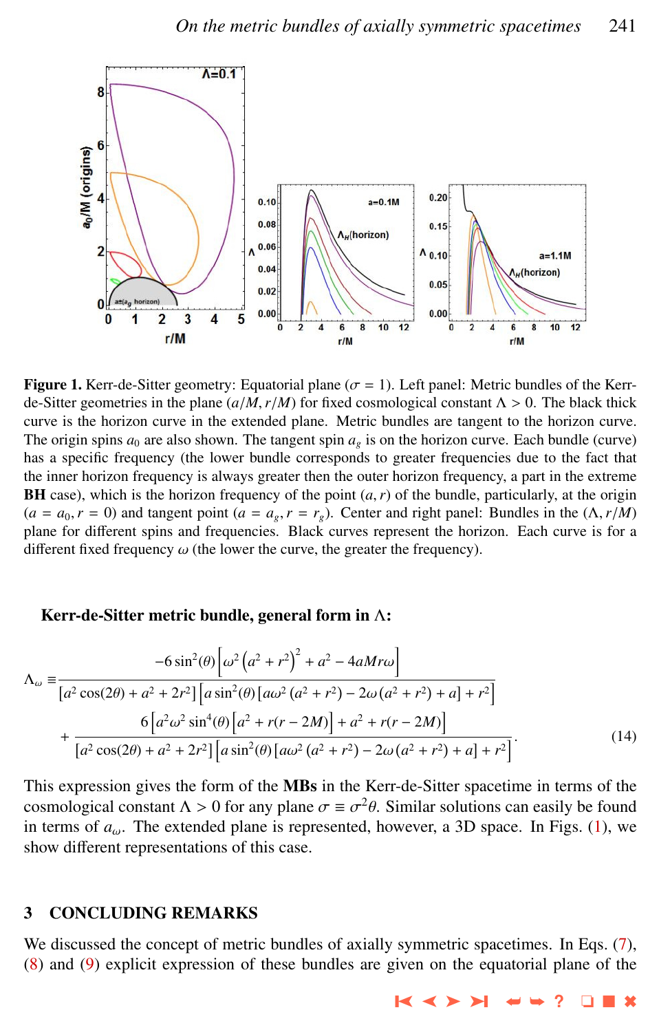**Figure 1.** Kerr-de-Sitter geometry: Equatorial plane ($\sigma = 1$). Left panel: Metric bundles of the Kerr-de-Sitter geometries in the plane $(a/M, r/M)$ for fixed cosmological constant $\Lambda > 0$. The black thick curve is the horizon curve in the extended plane. Metric bundles are tangent to the horizon curve. The origin spins $a_0$ are also shown. The tangent spin $a_g$ is on the horizon curve. Each bundle (curve) has a specific frequency (the lower bundle corresponds to greater frequencies due to the fact that the inner horizon frequency is always greater then the outer horizon frequency, a part in the extreme **BH** case), which is the horizon frequency of the point $(a, r)$ of the bundle, particularly, at the origin $(a = a_0, r = 0)$ and tangent point $(a = a_g, r = r_g)$. Center and right panel: Bundles in the $(\Lambda, r/M)$ plane for different spins and frequencies. Black curves represent the horizon. Each curve is for a different fixed frequency $\omega$ (the lower the curve, the greater the frequency).

**Kerr-de-Sitter metric bundle, general form in $\Lambda$:**

$$
\begin{aligned}
\Lambda_\omega \equiv & \frac{-6\sin^2(\theta)\left[\omega^2\left(a^2+r^2\right)^2+a^2-4aMr\omega\right]}{\left[a^2\cos(2\theta)+a^2+2r^2\right]\left[a\sin^2(\theta)\left[a\omega^2\left(a^2+r^2\right)-2\omega\left(a^2+r^2\right)+a\right]+r^2\right]} \\
& + \frac{6\left[a^2\omega^2\sin^4(\theta)\left[a^2+r(r-2M)\right]+a^2+r(r-2M)\right]}{\left[a^2\cos(2\theta)+a^2+2r^2\right]\left[a\sin^2(\theta)\left[a\omega^2\left(a^2+r^2\right)-2\omega\left(a^2+r^2\right)+a\right]+r^2\right]}.
\end{aligned} \tag{14}
$$

This expression gives the form of the **MBs** in the Kerr-de-Sitter spacetime in terms of the cosmological constant $\Lambda > 0$ for any plane $\sigma \equiv \sigma^2\theta$. Similar solutions can easily be found in terms of $a_\omega$. The extended plane is represented, however, a 3D space. In Figs. (1), we show different representations of this case.

## 3 CONCLUDING REMARKS

We discussed the concept of metric bundles of axially symmetric spacetimes. In Eqs. (7), (8) and (9) explicit expression of these bundles are given on the equatorial plane of the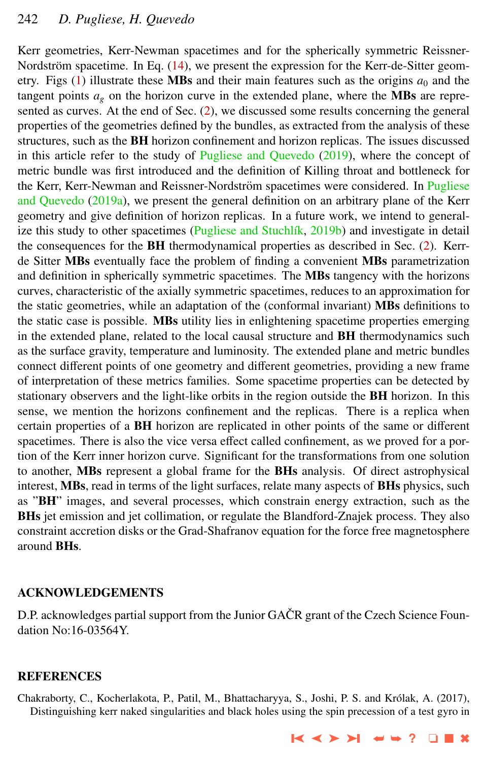Kerr geometries, Kerr-Newman spacetimes and for the spherically symmetric Reissner-Nordström spacetime. In Eq. (14), we present the expression for the Kerr-de-Sitter geometry. Figs (1) illustrate these **MBs** and their main features such as the origins $a_0$ and the tangent points $a_g$ on the horizon curve in the extended plane, where the **MBs** are represented as curves. At the end of Sec. (2), we discussed some results concerning the general properties of the geometries defined by the bundles, as extracted from the analysis of these structures, such as the **BH** horizon confinement and horizon replicas. The issues discussed in this article refer to the study of Pugliese and Quevedo (2019), where the concept of metric bundle was first introduced and the definition of Killing throat and bottleneck for the Kerr, Kerr-Newman and Reissner-Nordström spacetimes were considered. In Pugliese and Quevedo (2019a), we present the general definition on an arbitrary plane of the Kerr geometry and give definition of horizon replicas. In a future work, we intend to generalize this study to other spacetimes (Pugliese and Stuchlík, 2019b) and investigate in detail the consequences for the **BH** thermodynamical properties as described in Sec. (2). Kerr-de Sitter **MBs** eventually face the problem of finding a convenient **MBs** parametrization and definition in spherically symmetric spacetimes. The **MBs** tangency with the horizons curves, characteristic of the axially symmetric spacetimes, reduces to an approximation for the static geometries, while an adaptation of the (conformal invariant) **MBs** definitions to the static case is possible. **MBs** utility lies in enlightening spacetime properties emerging in the extended plane, related to the local causal structure and **BH** thermodynamics such as the surface gravity, temperature and luminosity. The extended plane and metric bundles connect different points of one geometry and different geometries, providing a new frame of interpretation of these metrics families. Some spacetime properties can be detected by stationary observers and the light-like orbits in the region outside the **BH** horizon. In this sense, we mention the horizons confinement and the replicas. There is a replica when certain properties of a **BH** horizon are replicated in other points of the same or different spacetimes. There is also the vice versa effect called confinement, as we proved for a portion of the Kerr inner horizon curve. Significant for the transformations from one solution to another, **MBs** represent a global frame for the **BHs** analysis. Of direct astrophysical interest, **MBs**, read in terms of the light surfaces, relate many aspects of **BHs** physics, such as "**BH**" images, and several processes, which constrain energy extraction, such as the **BHs** jet emission and jet collimation, or regulate the Blandford-Znajek process. They also constraint accretion disks or the Grad-Shafranov equation for the force free magnetosphere around **BHs**.

## ACKNOWLEDGEMENTS

D.P. acknowledges partial support from the Junior GAČR grant of the Czech Science Foundation No:16-03564Y.

## REFERENCES

Chakraborty, C., Kocherlakota, P., Patil, M., Bhattacharyya, S., Joshi, P. S. and Królak, A. (2017), Distinguishing kerr naked singularities and black holes using the spin precession of a test gyro in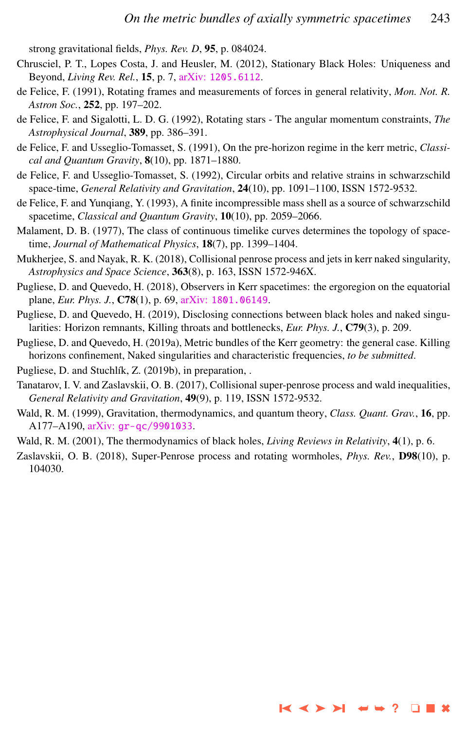strong gravitational fields, *Phys. Rev. D*, **95**, p. 084024.

Chrusciel, P. T., Lopes Costa, J. and Heusler, M. (2012), Stationary Black Holes: Uniqueness and Beyond, *Living Rev. Rel.*, **15**, p. 7, arXiv: 1205.6112.

de Felice, F. (1991), Rotating frames and measurements of forces in general relativity, *Mon. Not. R. Astron Soc.*, **252**, pp. 197–202.

de Felice, F. and Sigalotti, L. D. G. (1992), Rotating stars - The angular momentum constraints, *The Astrophysical Journal*, **389**, pp. 386–391.

de Felice, F. and Usseglio-Tomasset, S. (1991), On the pre-horizon regime in the kerr metric, *Classical and Quantum Gravity*, **8**(10), pp. 1871–1880.

de Felice, F. and Usseglio-Tomasset, S. (1992), Circular orbits and relative strains in schwarzschild space-time, *General Relativity and Gravitation*, **24**(10), pp. 1091–1100, ISSN 1572-9532.

de Felice, F. and Yunqiang, Y. (1993), A finite incompressible mass shell as a source of schwarzschild spacetime, *Classical and Quantum Gravity*, **10**(10), pp. 2059–2066.

Malament, D. B. (1977), The class of continuous timelike curves determines the topology of spacetime, *Journal of Mathematical Physics*, **18**(7), pp. 1399–1404.

Mukherjee, S. and Nayak, R. K. (2018), Collisional penrose process and jets in kerr naked singularity, *Astrophysics and Space Science*, **363**(8), p. 163, ISSN 1572-946X.

Pugliese, D. and Quevedo, H. (2018), Observers in Kerr spacetimes: the ergoregion on the equatorial plane, *Eur. Phys. J.*, **C78**(1), p. 69, arXiv: 1801.06149.

Pugliese, D. and Quevedo, H. (2019), Disclosing connections between black holes and naked singularities: Horizon remnants, Killing throats and bottlenecks, *Eur. Phys. J.*, **C79**(3), p. 209.

Pugliese, D. and Quevedo, H. (2019a), Metric bundles of the Kerr geometry: the general case. Killing horizons confinement, Naked singularities and characteristic frequencies, *to be submitted*.

Pugliese, D. and Stuchlík, Z. (2019b), in preparation, .

Tanatarov, I. V. and Zaslavskii, O. B. (2017), Collisional super-penrose process and wald inequalities, *General Relativity and Gravitation*, **49**(9), p. 119, ISSN 1572-9532.

Wald, R. M. (1999), Gravitation, thermodynamics, and quantum theory, *Class. Quant. Grav.*, **16**, pp. A177–A190, arXiv: gr-qc/9901033.

Wald, R. M. (2001), The thermodynamics of black holes, *Living Reviews in Relativity*, **4**(1), p. 6.

Zaslavskii, O. B. (2018), Super-Penrose process and rotating wormholes, *Phys. Rev.*, **D98**(10), p. 104030.